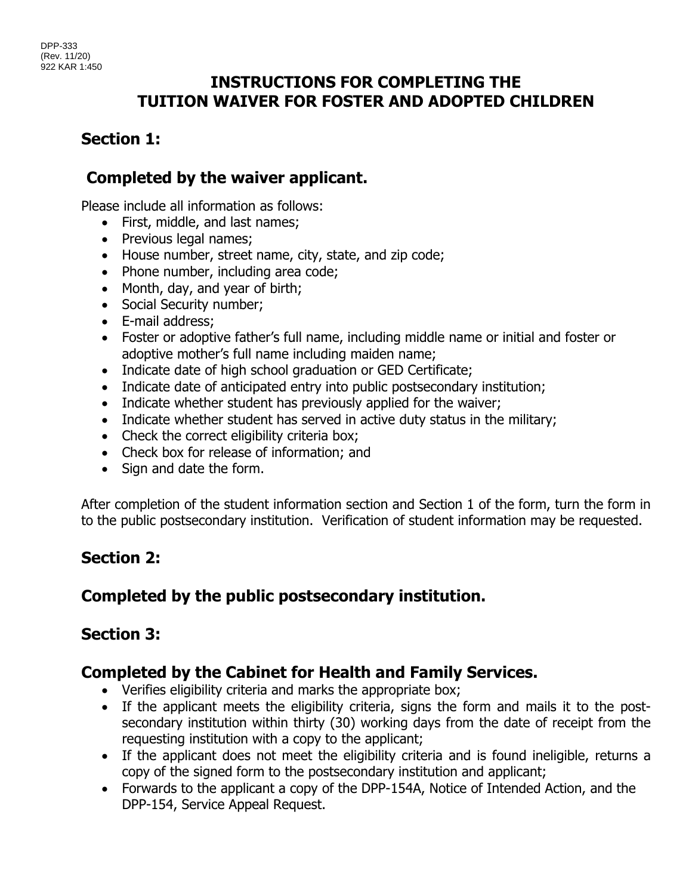DPP-333
(Rev. 11/20)
922 KAR 1:450

# INSTRUCTIONS FOR COMPLETING THE TUITION WAIVER FOR FOSTER AND ADOPTED CHILDREN

## Section 1:

## Completed by the waiver applicant.

Please include all information as follows:

- First, middle, and last names;
- Previous legal names;
- House number, street name, city, state, and zip code;
- Phone number, including area code;
- Month, day, and year of birth;
- Social Security number;
- E-mail address;
- Foster or adoptive father's full name, including middle name or initial and foster or adoptive mother's full name including maiden name;
- Indicate date of high school graduation or GED Certificate;
- Indicate date of anticipated entry into public postsecondary institution;
- Indicate whether student has previously applied for the waiver;
- Indicate whether student has served in active duty status in the military;
- Check the correct eligibility criteria box;
- Check box for release of information; and
- Sign and date the form.

After completion of the student information section and Section 1 of the form, turn the form in to the public postsecondary institution. Verification of student information may be requested.

## Section 2:

## Completed by the public postsecondary institution.

## Section 3:

## Completed by the Cabinet for Health and Family Services.

- Verifies eligibility criteria and marks the appropriate box;
- If the applicant meets the eligibility criteria, signs the form and mails it to the post-secondary institution within thirty (30) working days from the date of receipt from the requesting institution with a copy to the applicant;
- If the applicant does not meet the eligibility criteria and is found ineligible, returns a copy of the signed form to the postsecondary institution and applicant;
- Forwards to the applicant a copy of the DPP-154A, Notice of Intended Action, and the DPP-154, Service Appeal Request.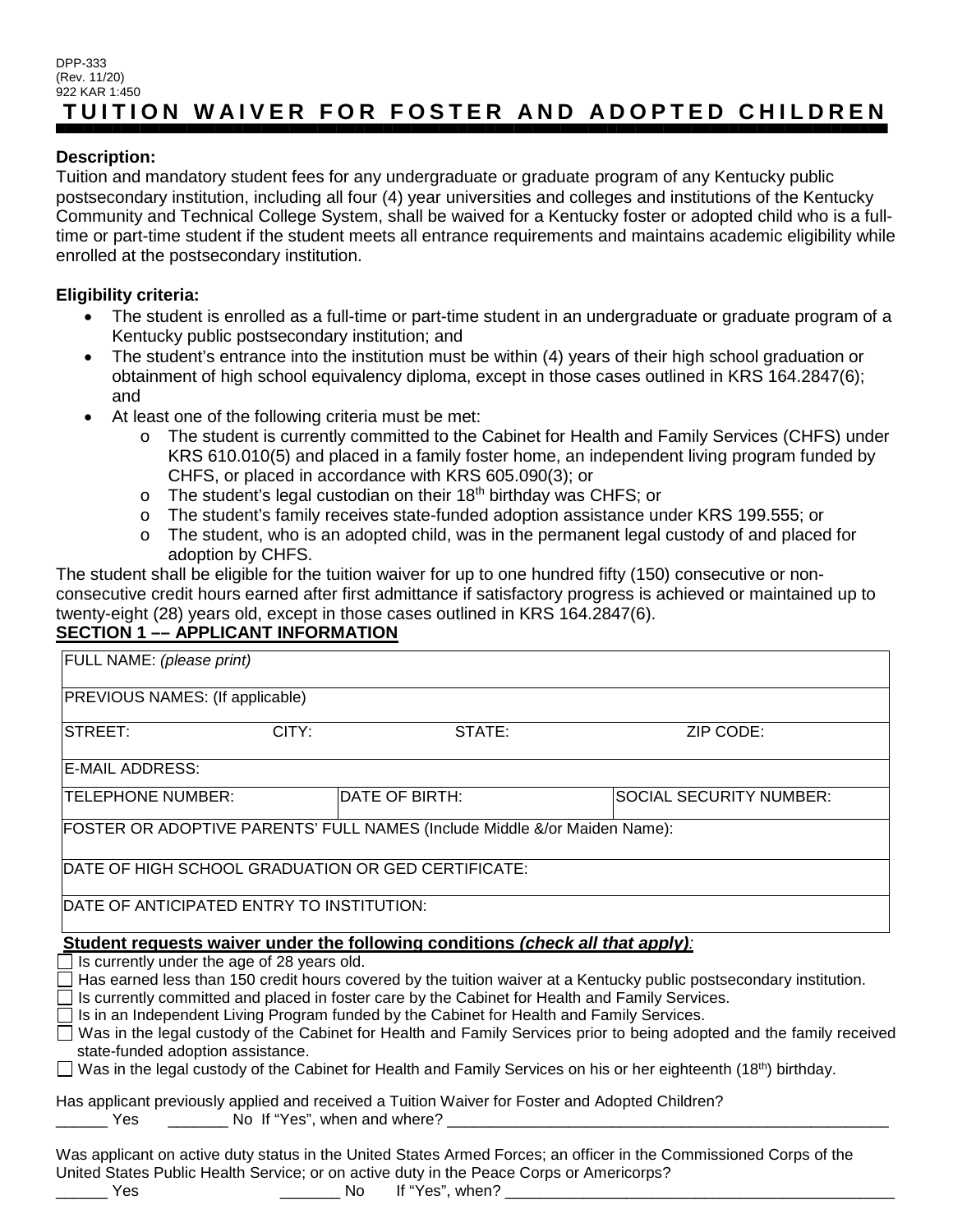DPP-333
(Rev. 11/20)
922 KAR 1:450

# TUITION WAIVER FOR FOSTER AND ADOPTED CHILDREN

**Description:**
Tuition and mandatory student fees for any undergraduate or graduate program of any Kentucky public postsecondary institution, including all four (4) year universities and colleges and institutions of the Kentucky Community and Technical College System, shall be waived for a Kentucky foster or adopted child who is a full-time or part-time student if the student meets all entrance requirements and maintains academic eligibility while enrolled at the postsecondary institution.

**Eligibility criteria:**

- The student is enrolled as a full-time or part-time student in an undergraduate or graduate program of a Kentucky public postsecondary institution; and
- The student's entrance into the institution must be within (4) years of their high school graduation or obtainment of high school equivalency diploma, except in those cases outlined in KRS 164.2847(6); and
- At least one of the following criteria must be met:
  - o The student is currently committed to the Cabinet for Health and Family Services (CHFS) under KRS 610.010(5) and placed in a family foster home, an independent living program funded by CHFS, or placed in accordance with KRS 605.090(3); or
  - o The student's legal custodian on their 18th birthday was CHFS; or
  - o The student's family receives state-funded adoption assistance under KRS 199.555; or
  - o The student, who is an adopted child, was in the permanent legal custody of and placed for adoption by CHFS.

The student shall be eligible for the tuition waiver for up to one hundred fifty (150) consecutive or non-consecutive credit hours earned after first admittance if satisfactory progress is achieved or maintained up to twenty-eight (28) years old, except in those cases outlined in KRS 164.2847(6).

**SECTION 1 –– APPLICANT INFORMATION**

| FULL NAME: *(please print)* | | | |
|---|---|---|---|
| PREVIOUS NAMES: (If applicable) | | | |
| STREET: | CITY: | STATE: | ZIP CODE: |
| E-MAIL ADDRESS: | | | |
| TELEPHONE NUMBER: | DATE OF BIRTH: | SOCIAL SECURITY NUMBER: | |
| FOSTER OR ADOPTIVE PARENTS' FULL NAMES (Include Middle &/or Maiden Name): | | | |
| DATE OF HIGH SCHOOL GRADUATION OR GED CERTIFICATE: | | | |
| DATE OF ANTICIPATED ENTRY TO INSTITUTION: | | | |

**Student requests waiver under the following conditions *(check all that apply)*:**

☐ Is currently under the age of 28 years old.
☐ Has earned less than 150 credit hours covered by the tuition waiver at a Kentucky public postsecondary institution.
☐ Is currently committed and placed in foster care by the Cabinet for Health and Family Services.
☐ Is in an Independent Living Program funded by the Cabinet for Health and Family Services.
☐ Was in the legal custody of the Cabinet for Health and Family Services prior to being adopted and the family received state-funded adoption assistance.
☐ Was in the legal custody of the Cabinet for Health and Family Services on his or her eighteenth (18th) birthday.

Has applicant previously applied and received a Tuition Waiver for Foster and Adopted Children?
______ Yes _______ No If "Yes", when and where? ____________________________________________________

Was applicant on active duty status in the United States Armed Forces; an officer in the Commissioned Corps of the United States Public Health Service; or on active duty in the Peace Corps or Americorps?
______ Yes _______ No If "Yes", when? _______________________________________________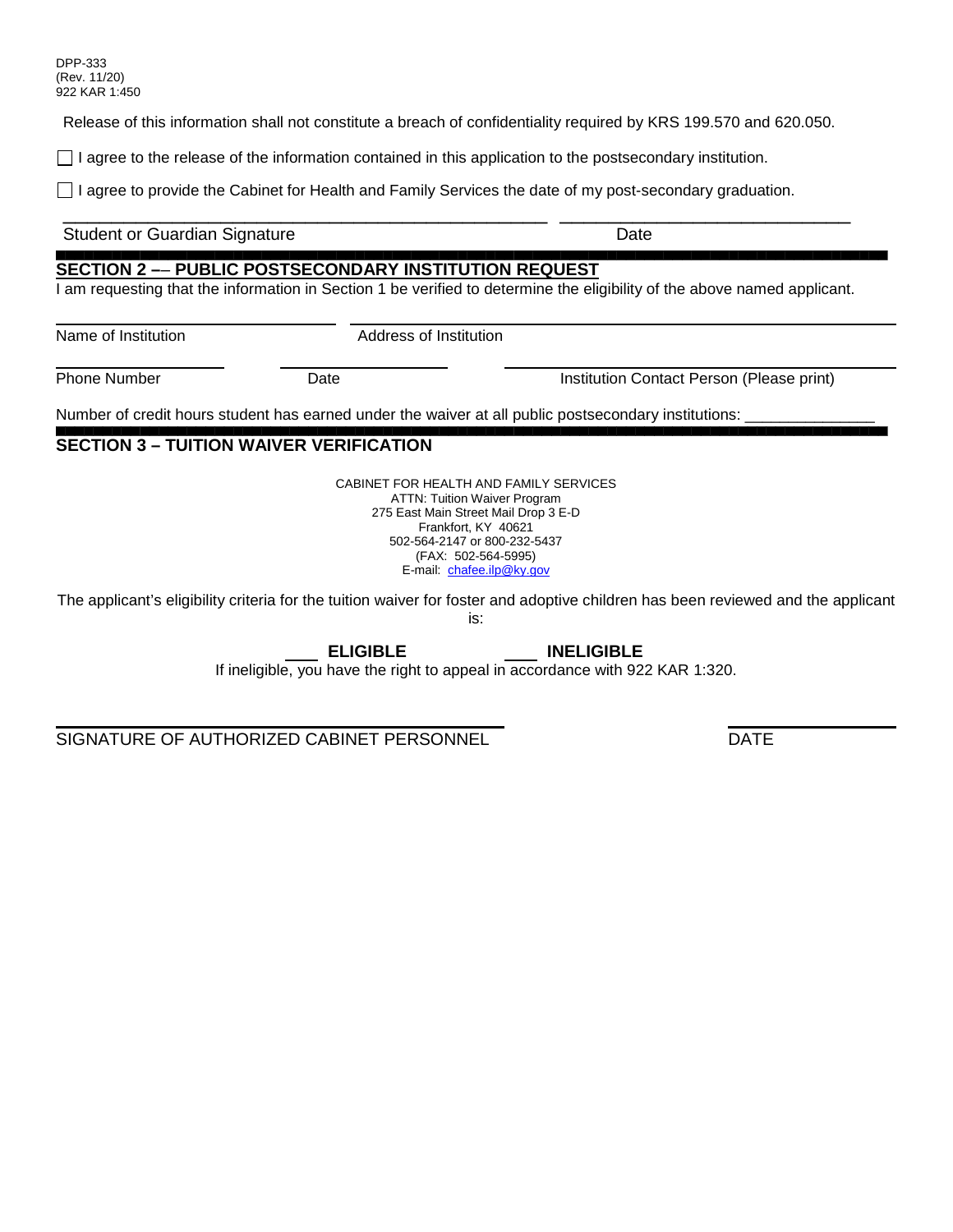DPP-333
(Rev. 11/20)
922 KAR 1:450

Release of this information shall not constitute a breach of confidentiality required by KRS 199.570 and 620.050.

☐ I agree to the release of the information contained in this application to the postsecondary institution.

☐ I agree to provide the Cabinet for Health and Family Services the date of my post-secondary graduation.

Student or Guardian Signature ______________________ Date ______________

## SECTION 2 –– PUBLIC POSTSECONDARY INSTITUTION REQUEST

I am requesting that the information in Section 1 be verified to determine the eligibility of the above named applicant.

Name of Institution ______________________ Address of Institution ______________________

Phone Number ______________ Date ______________ Institution Contact Person (Please print) ______________________

Number of credit hours student has earned under the waiver at all public postsecondary institutions: ______________

## SECTION 3 – TUITION WAIVER VERIFICATION

CABINET FOR HEALTH AND FAMILY SERVICES
ATTN: Tuition Waiver Program
275 East Main Street Mail Drop 3 E-D
Frankfort, KY 40621
502-564-2147 or 800-232-5437
(FAX: 502-564-5995)
E-mail: chafee.ilp@ky.gov

The applicant's eligibility criteria for the tuition waiver for foster and adoptive children has been reviewed and the applicant is:

____ **ELIGIBLE** ____ **INELIGIBLE**

If ineligible, you have the right to appeal in accordance with 922 KAR 1:320.

SIGNATURE OF AUTHORIZED CABINET PERSONNEL ______________________ DATE ______________